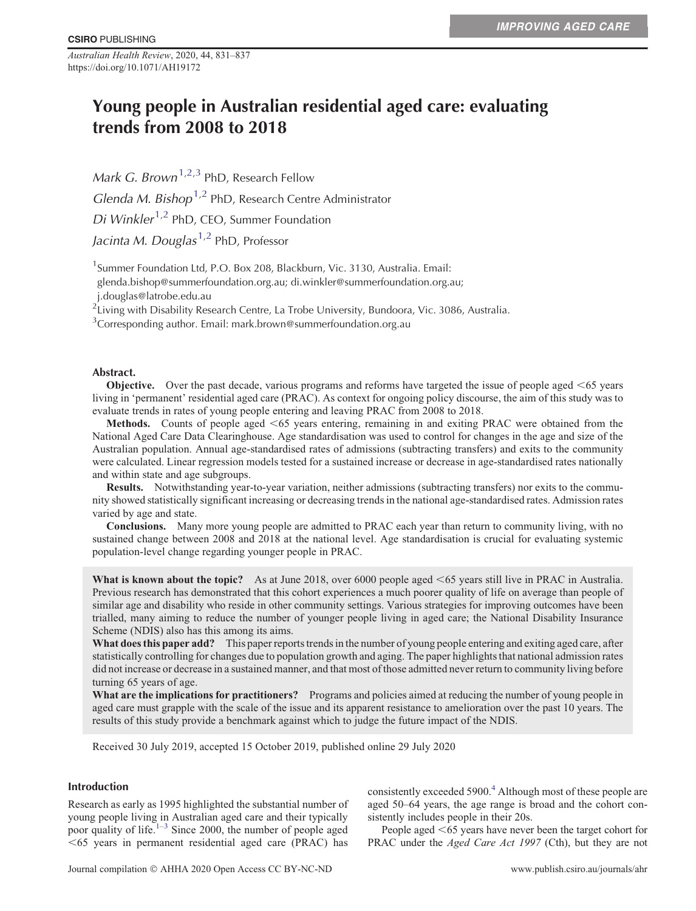IMPROVING AGED CARE

# Young people in Australian residential aged care: evaluating trends from 2008 to 2018

*Mark G. Brown*[1,2,3] PhD, Research Fellow

*Glenda M. Bishop*[1,2] PhD, Research Centre Administrator

*Di Winkler*[1,2] PhD, CEO, Summer Foundation

*Jacinta M. Douglas*[1,2] PhD, Professor

[1]Summer Foundation Ltd, P.O. Box 208, Blackburn, Vic. 3130, Australia. Email: glenda.bishop@summerfoundation.org.au; di.winkler@summerfoundation.org.au; j.douglas@latrobe.edu.au

[2]Living with Disability Research Centre, La Trobe University, Bundoora, Vic. 3086, Australia.

[3]Corresponding author. Email: mark.brown@summerfoundation.org.au

**Abstract.**

**Objective.** Over the past decade, various programs and reforms have targeted the issue of people aged <65 years living in 'permanent' residential aged care (PRAC). As context for ongoing policy discourse, the aim of this study was to evaluate trends in rates of young people entering and leaving PRAC from 2008 to 2018.

**Methods.** Counts of people aged <65 years entering, remaining in and exiting PRAC were obtained from the National Aged Care Data Clearinghouse. Age standardisation was used to control for changes in the age and size of the Australian population. Annual age-standardised rates of admissions (subtracting transfers) and exits to the community were calculated. Linear regression models tested for a sustained increase or decrease in age-standardised rates nationally and within state and age subgroups.

**Results.** Notwithstanding year-to-year variation, neither admissions (subtracting transfers) nor exits to the community showed statistically significant increasing or decreasing trends in the national age-standardised rates. Admission rates varied by age and state.

**Conclusions.** Many more young people are admitted to PRAC each year than return to community living, with no sustained change between 2008 and 2018 at the national level. Age standardisation is crucial for evaluating systemic population-level change regarding younger people in PRAC.

**What is known about the topic?** As at June 2018, over 6000 people aged <65 years still live in PRAC in Australia. Previous research has demonstrated that this cohort experiences a much poorer quality of life on average than people of similar age and disability who reside in other community settings. Various strategies for improving outcomes have been trialled, many aiming to reduce the number of younger people living in aged care; the National Disability Insurance Scheme (NDIS) also has this among its aims.

**What does this paper add?** This paper reports trends in the number of young people entering and exiting aged care, after statistically controlling for changes due to population growth and aging. The paper highlights that national admission rates did not increase or decrease in a sustained manner, and that most of those admitted never return to community living before turning 65 years of age.

**What are the implications for practitioners?** Programs and policies aimed at reducing the number of young people in aged care must grapple with the scale of the issue and its apparent resistance to amelioration over the past 10 years. The results of this study provide a benchmark against which to judge the future impact of the NDIS.

Received 30 July 2019, accepted 15 October 2019, published online 29 July 2020

## Introduction

Research as early as 1995 highlighted the substantial number of young people living in Australian aged care and their typically poor quality of life.[1–3] Since 2000, the number of people aged <65 years in permanent residential aged care (PRAC) has consistently exceeded 5900.[4] Although most of these people are aged 50–64 years, the age range is broad and the cohort consistently includes people in their 20s.

People aged <65 years have never been the target cohort for PRAC under the *Aged Care Act 1997* (Cth), but they are not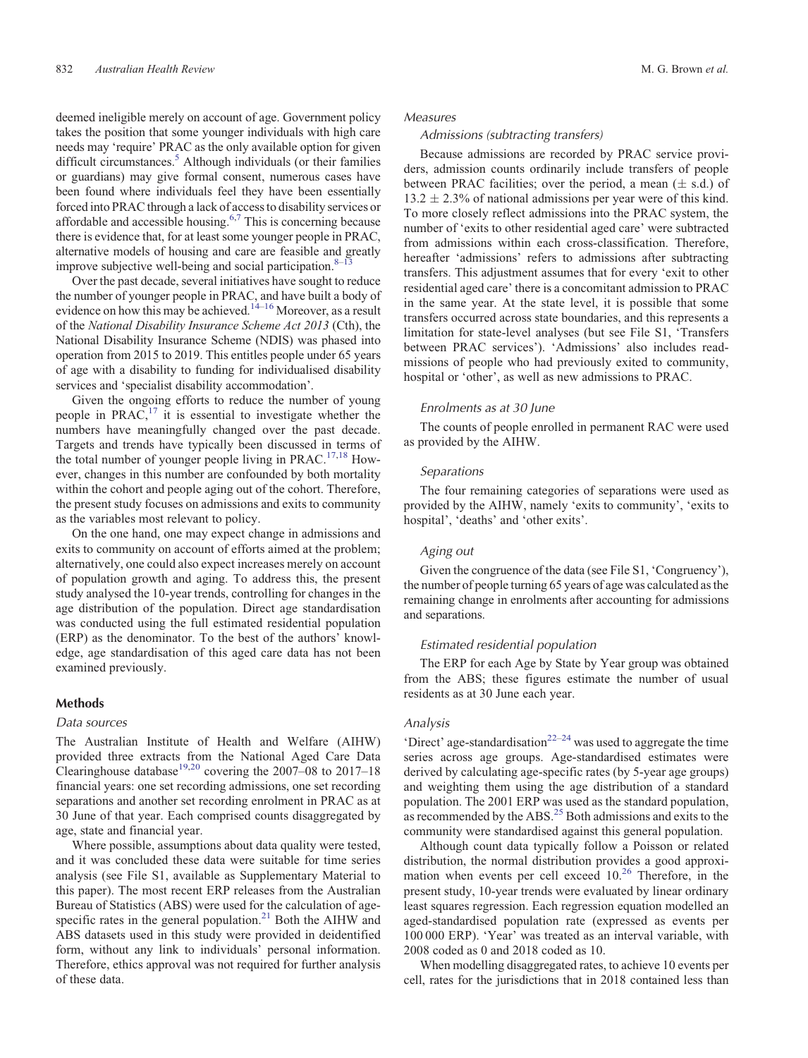deemed ineligible merely on account of age. Government policy takes the position that some younger individuals with high care needs may 'require' PRAC as the only available option for given difficult circumstances.[5] Although individuals (or their families or guardians) may give formal consent, numerous cases have been found where individuals feel they have been essentially forced into PRAC through a lack of access to disability services or affordable and accessible housing.[6,7] This is concerning because there is evidence that, for at least some younger people in PRAC, alternative models of housing and care are feasible and greatly improve subjective well-being and social participation.[8–13]

Over the past decade, several initiatives have sought to reduce the number of younger people in PRAC, and have built a body of evidence on how this may be achieved.[14–16] Moreover, as a result of the *National Disability Insurance Scheme Act 2013* (Cth), the National Disability Insurance Scheme (NDIS) was phased into operation from 2015 to 2019. This entitles people under 65 years of age with a disability to funding for individualised disability services and 'specialist disability accommodation'.

Given the ongoing efforts to reduce the number of young people in PRAC,[17] it is essential to investigate whether the numbers have meaningfully changed over the past decade. Targets and trends have typically been discussed in terms of the total number of younger people living in PRAC.[17,18] However, changes in this number are confounded by both mortality within the cohort and people aging out of the cohort. Therefore, the present study focuses on admissions and exits to community as the variables most relevant to policy.

On the one hand, one may expect change in admissions and exits to community on account of efforts aimed at the problem; alternatively, one could also expect increases merely on account of population growth and aging. To address this, the present study analysed the 10-year trends, controlling for changes in the age distribution of the population. Direct age standardisation was conducted using the full estimated residential population (ERP) as the denominator. To the best of the authors' knowledge, age standardisation of this aged care data has not been examined previously.

## Methods

### Data sources

The Australian Institute of Health and Welfare (AIHW) provided three extracts from the National Aged Care Data Clearinghouse database[19,20] covering the 2007–08 to 2017–18 financial years: one set recording admissions, one set recording separations and another set recording enrolment in PRAC as at 30 June of that year. Each comprised counts disaggregated by age, state and financial year.

Where possible, assumptions about data quality were tested, and it was concluded these data were suitable for time series analysis (see File S1, available as Supplementary Material to this paper). The most recent ERP releases from the Australian Bureau of Statistics (ABS) were used for the calculation of age-specific rates in the general population.[21] Both the AIHW and ABS datasets used in this study were provided in deidentified form, without any link to individuals' personal information. Therefore, ethics approval was not required for further analysis of these data.

### Measures

#### Admissions (subtracting transfers)

Because admissions are recorded by PRAC service providers, admission counts ordinarily include transfers of people between PRAC facilities; over the period, a mean ($\pm$ s.d.) of $13.2 \pm 2.3\%$ of national admissions per year were of this kind. To more closely reflect admissions into the PRAC system, the number of 'exits to other residential aged care' were subtracted from admissions within each cross-classification. Therefore, hereafter 'admissions' refers to admissions after subtracting transfers. This adjustment assumes that for every 'exit to other residential aged care' there is a concomitant admission to PRAC in the same year. At the state level, it is possible that some transfers occurred across state boundaries, and this represents a limitation for state-level analyses (but see File S1, 'Transfers between PRAC services'). 'Admissions' also includes readmissions of people who had previously exited to community, hospital or 'other', as well as new admissions to PRAC.

#### Enrolments as at 30 June

The counts of people enrolled in permanent RAC were used as provided by the AIHW.

#### Separations

The four remaining categories of separations were used as provided by the AIHW, namely 'exits to community', 'exits to hospital', 'deaths' and 'other exits'.

#### Aging out

Given the congruence of the data (see File S1, 'Congruency'), the number of people turning 65 years of age was calculated as the remaining change in enrolments after accounting for admissions and separations.

#### Estimated residential population

The ERP for each Age by State by Year group was obtained from the ABS; these figures estimate the number of usual residents as at 30 June each year.

### Analysis

'Direct' age-standardisation[22–24] was used to aggregate the time series across age groups. Age-standardised estimates were derived by calculating age-specific rates (by 5-year age groups) and weighting them using the age distribution of a standard population. The 2001 ERP was used as the standard population, as recommended by the ABS.[25] Both admissions and exits to the community were standardised against this general population.

Although count data typically follow a Poisson or related distribution, the normal distribution provides a good approximation when events per cell exceed 10.[26] Therefore, in the present study, 10-year trends were evaluated by linear ordinary least squares regression. Each regression equation modelled an aged-standardised population rate (expressed as events per 100 000 ERP). 'Year' was treated as an interval variable, with 2008 coded as 0 and 2018 coded as 10.

When modelling disaggregated rates, to achieve 10 events per cell, rates for the jurisdictions that in 2018 contained less than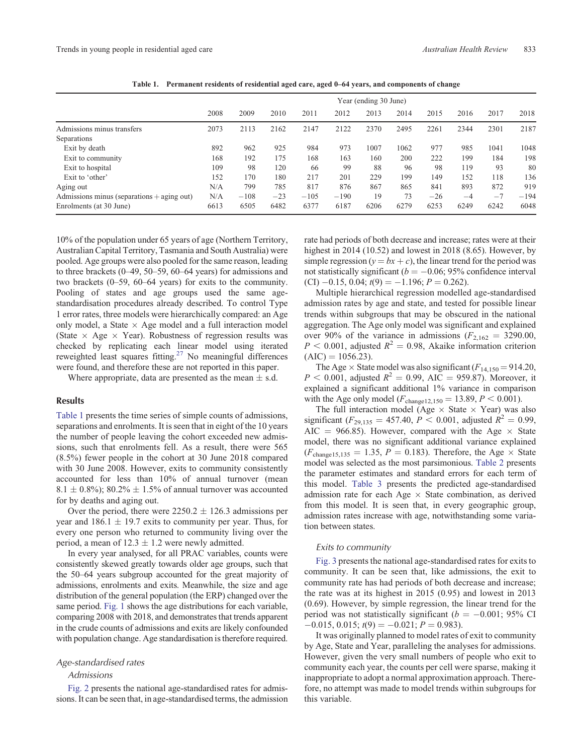**Table 1. Permanent residents of residential aged care, aged 0–64 years, and components of change**

| | Year (ending 30 June) | | | | | | | | | | |
|---|---|---|---|---|---|---|---|---|---|---|---|
| | 2008 | 2009 | 2010 | 2011 | 2012 | 2013 | 2014 | 2015 | 2016 | 2017 | 2018 |
| Admissions minus transfers | 2073 | 2113 | 2162 | 2147 | 2122 | 2370 | 2495 | 2261 | 2344 | 2301 | 2187 |
| Separations | | | | | | | | | | | |
| Exit by death | 892 | 962 | 925 | 984 | 973 | 1007 | 1062 | 977 | 985 | 1041 | 1048 |
| Exit to community | 168 | 192 | 175 | 168 | 163 | 160 | 200 | 222 | 199 | 184 | 198 |
| Exit to hospital | 109 | 98 | 120 | 66 | 99 | 88 | 96 | 98 | 119 | 93 | 80 |
| Exit to 'other' | 152 | 170 | 180 | 217 | 201 | 229 | 199 | 149 | 152 | 118 | 136 |
| Aging out | N/A | 799 | 785 | 817 | 876 | 867 | 865 | 841 | 893 | 872 | 919 |
| Admissions minus (separations + aging out) | N/A | −108 | −23 | −105 | −190 | 19 | 73 | −26 | −4 | −7 | −194 |
| Enrolments (at 30 June) | 6613 | 6505 | 6482 | 6377 | 6187 | 6206 | 6279 | 6253 | 6249 | 6242 | 6048 |

10% of the population under 65 years of age (Northern Territory, Australian Capital Territory, Tasmania and South Australia) were pooled. Age groups were also pooled for the same reason, leading to three brackets (0–49, 50–59, 60–64 years) for admissions and two brackets (0–59, 60–64 years) for exits to the community. Pooling of states and age groups used the same age-standardisation procedures already described. To control Type 1 error rates, three models were hierarchically compared: an Age only model, a State × Age model and a full interaction model (State × Age × Year). Robustness of regression results was checked by replicating each linear model using iterated reweighted least squares fitting.[27] No meaningful differences were found, and therefore these are not reported in this paper.

Where appropriate, data are presented as the mean ± s.d.

## Results

Table 1 presents the time series of simple counts of admissions, separations and enrolments. It is seen that in eight of the 10 years the number of people leaving the cohort exceeded new admissions, such that enrolments fell. As a result, there were 565 (8.5%) fewer people in the cohort at 30 June 2018 compared with 30 June 2008. However, exits to community consistently accounted for less than 10% of annual turnover (mean 8.1 ± 0.8%); 80.2% ± 1.5% of annual turnover was accounted for by deaths and aging out.

Over the period, there were 2250.2 ± 126.3 admissions per year and 186.1 ± 19.7 exits to community per year. Thus, for every one person who returned to community living over the period, a mean of 12.3 ± 1.2 were newly admitted.

In every year analysed, for all PRAC variables, counts were consistently skewed greatly towards older age groups, such that the 50–64 years subgroup accounted for the great majority of admissions, enrolments and exits. Meanwhile, the size and age distribution of the general population (the ERP) changed over the same period. Fig. 1 shows the age distributions for each variable, comparing 2008 with 2018, and demonstrates that trends apparent in the crude counts of admissions and exits are likely confounded with population change. Age standardisation is therefore required.

### *Age-standardised rates*

#### *Admissions*

Fig. 2 presents the national age-standardised rates for admissions. It can be seen that, in age-standardised terms, the admission rate had periods of both decrease and increase; rates were at their highest in 2014 (10.52) and lowest in 2018 (8.65). However, by simple regression ($y = bx + c$), the linear trend for the period was not statistically significant ($b = -0.06$; 95% confidence interval (CI) −0.15, 0.04; $t(9) = -1.196$; $P = 0.262$).

Multiple hierarchical regression modelled age-standardised admission rates by age and state, and tested for possible linear trends within subgroups that may be obscured in the national aggregation. The Age only model was significant and explained over 90% of the variance in admissions ($F_{2,162} = 3290.00$, $P < 0.001$, adjusted $R^2 = 0.98$, Akaike information criterion (AIC) = 1056.23).

The Age × State model was also significant ($F_{14,150} = 914.20$, $P < 0.001$, adjusted $R^2 = 0.99$, AIC = 959.87). Moreover, it explained a significant additional 1% variance in comparison with the Age only model ($F_{\text{change}12,150} = 13.89$, $P < 0.001$).

The full interaction model (Age × State × Year) was also significant ($F_{29,135} = 457.40$, $P < 0.001$, adjusted $R^2 = 0.99$, AIC = 966.85). However, compared with the Age × State model, there was no significant additional variance explained ($F_{\text{change}15,135} = 1.35$, $P = 0.183$). Therefore, the Age × State model was selected as the most parsimonious. Table 2 presents the parameter estimates and standard errors for each term of this model. Table 3 presents the predicted age-standardised admission rate for each Age × State combination, as derived from this model. It is seen that, in every geographic group, admission rates increase with age, notwithstanding some variation between states.

#### *Exits to community*

Fig. 3 presents the national age-standardised rates for exits to community. It can be seen that, like admissions, the exit to community rate has had periods of both decrease and increase; the rate was at its highest in 2015 (0.95) and lowest in 2013 (0.69). However, by simple regression, the linear trend for the period was not statistically significant ($b = -0.001$; 95% CI −0.015, 0.015; $t(9) = -0.021$; $P = 0.983$).

It was originally planned to model rates of exit to community by Age, State and Year, paralleling the analyses for admissions. However, given the very small numbers of people who exit to community each year, the counts per cell were sparse, making it inappropriate to adopt a normal approximation approach. Therefore, no attempt was made to model trends within subgroups for this variable.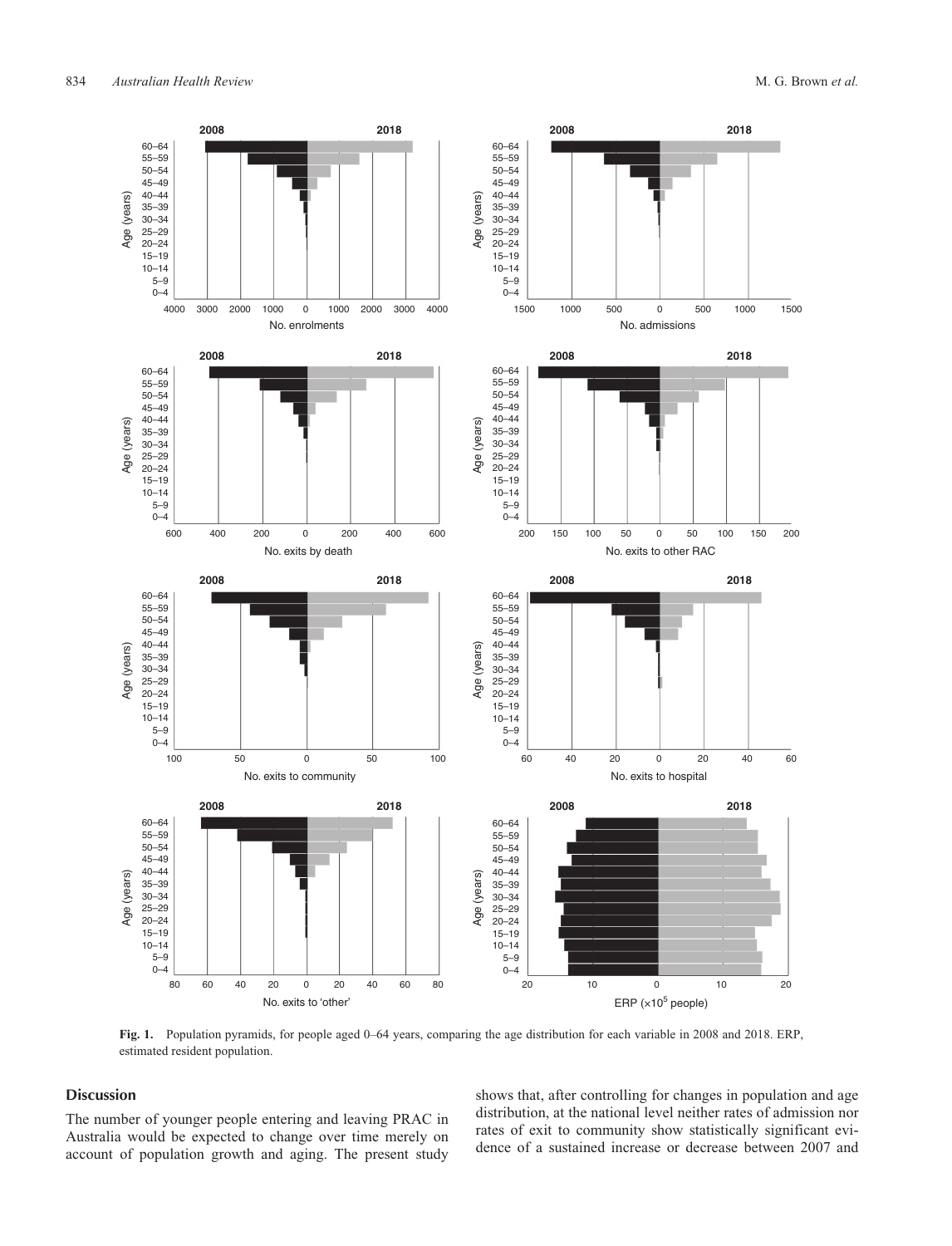**Fig. 1.** Population pyramids, for people aged 0–64 years, comparing the age distribution for each variable in 2008 and 2018. ERP, estimated resident population.

## Discussion

The number of younger people entering and leaving PRAC in Australia would be expected to change over time merely on account of population growth and aging. The present study shows that, after controlling for changes in population and age distribution, at the national level neither rates of admission nor rates of exit to community show statistically significant evidence of a sustained increase or decrease between 2007 and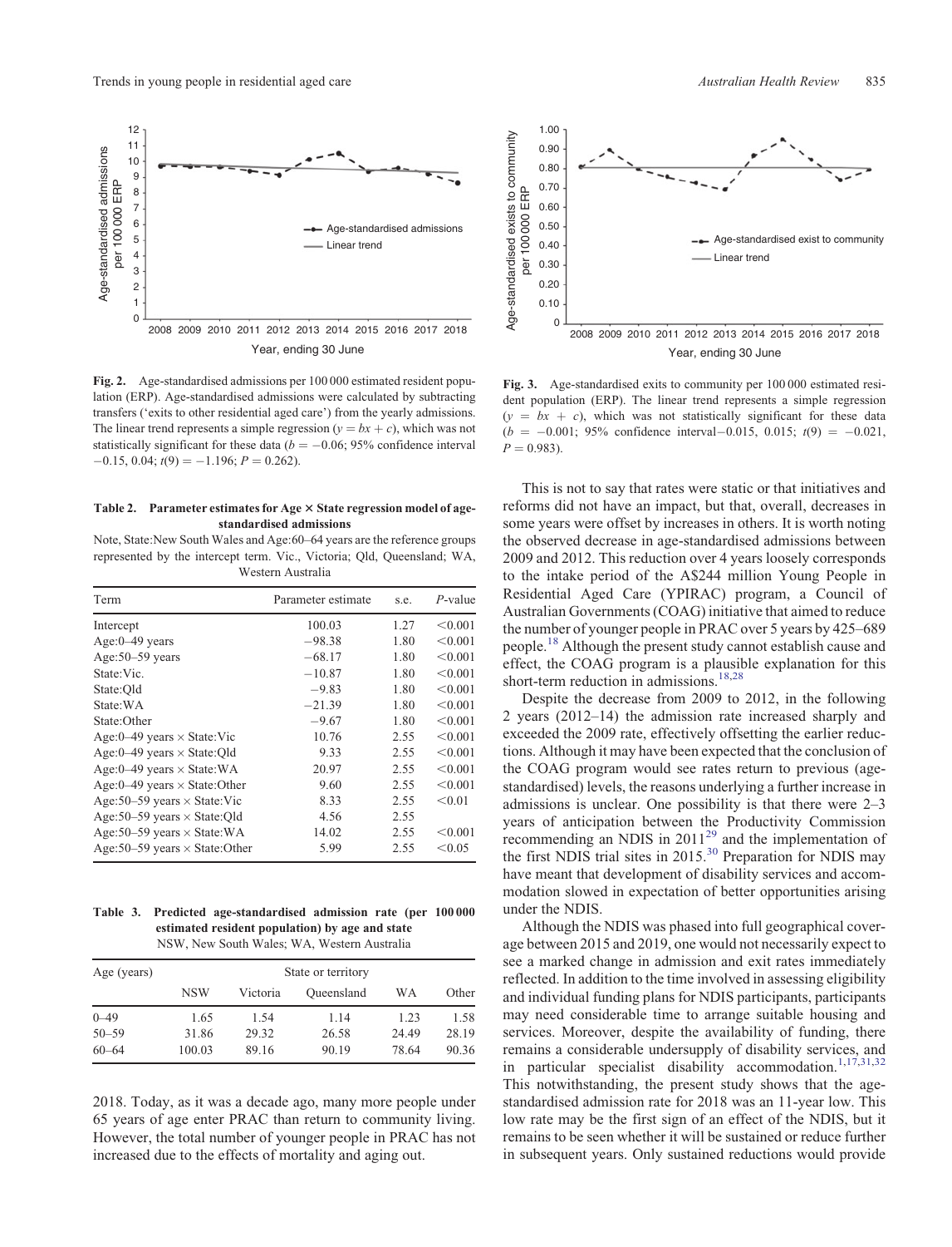Fig. 2. Age-standardised admissions per 100 000 estimated resident population (ERP). Age-standardised admissions were calculated by subtracting transfers ('exits to other residential aged care') from the yearly admissions. The linear trend represents a simple regression ($y = bx + c$), which was not statistically significant for these data ($b = -0.06$; 95% confidence interval $-0.15$, 0.04; $t(9) = -1.196$; $P = 0.262$).

**Table 2. Parameter estimates for Age × State regression model of age-standardised admissions**

Note, State:New South Wales and Age:60–64 years are the reference groups represented by the intercept term. Vic., Victoria; Qld, Queensland; WA, Western Australia

| Term | Parameter estimate | s.e. | *P*-value |
|---|---|---|---|
| Intercept | 100.03 | 1.27 | <0.001 |
| Age:0–49 years | −98.38 | 1.80 | <0.001 |
| Age:50–59 years | −68.17 | 1.80 | <0.001 |
| State:Vic. | −10.87 | 1.80 | <0.001 |
| State:Qld | −9.83 | 1.80 | <0.001 |
| State:WA | −21.39 | 1.80 | <0.001 |
| State:Other | −9.67 | 1.80 | <0.001 |
| Age:0–49 years × State:Vic | 10.76 | 2.55 | <0.001 |
| Age:0–49 years × State:Qld | 9.33 | 2.55 | <0.001 |
| Age:0–49 years × State:WA | 20.97 | 2.55 | <0.001 |
| Age:0–49 years × State:Other | 9.60 | 2.55 | <0.001 |
| Age:50–59 years × State:Vic | 8.33 | 2.55 | <0.01 |
| Age:50–59 years × State:Qld | 4.56 | 2.55 | |
| Age:50–59 years × State:WA | 14.02 | 2.55 | <0.001 |
| Age:50–59 years × State:Other | 5.99 | 2.55 | <0.05 |

**Table 3. Predicted age-standardised admission rate (per 100 000 estimated resident population) by age and state**

NSW, New South Wales; WA, Western Australia

| Age (years) | State or territory | | | | |
|---|---|---|---|---|---|
| | NSW | Victoria | Queensland | WA | Other |
| 0–49 | 1.65 | 1.54 | 1.14 | 1.23 | 1.58 |
| 50–59 | 31.86 | 29.32 | 26.58 | 24.49 | 28.19 |
| 60–64 | 100.03 | 89.16 | 90.19 | 78.64 | 90.36 |

2018. Today, as it was a decade ago, many more people under 65 years of age enter PRAC than return to community living. However, the total number of younger people in PRAC has not increased due to the effects of mortality and aging out.

Fig. 3. Age-standardised exits to community per 100 000 estimated resident population (ERP). The linear trend represents a simple regression ($y = bx + c$), which was not statistically significant for these data ($b = -0.001$; 95% confidence interval $-0.015$, 0.015; $t(9) = -0.021$, $P = 0.983$).

This is not to say that rates were static or that initiatives and reforms did not have an impact, but that, overall, decreases in some years were offset by increases in others. It is worth noting the observed decrease in age-standardised admissions between 2009 and 2012. This reduction over 4 years loosely corresponds to the intake period of the A$244 million Young People in Residential Aged Care (YPIRAC) program, a Council of Australian Governments (COAG) initiative that aimed to reduce the number of younger people in PRAC over 5 years by 425–689 people.[18] Although the present study cannot establish cause and effect, the COAG program is a plausible explanation for this short-term reduction in admissions.[18,28]

Despite the decrease from 2009 to 2012, in the following 2 years (2012–14) the admission rate increased sharply and exceeded the 2009 rate, effectively offsetting the earlier reductions. Although it may have been expected that the conclusion of the COAG program would see rates return to previous (age-standardised) levels, the reasons underlying a further increase in admissions is unclear. One possibility is that there were 2–3 years of anticipation between the Productivity Commission recommending an NDIS in 2011[29] and the implementation of the first NDIS trial sites in 2015.[30] Preparation for NDIS may have meant that development of disability services and accommodation slowed in expectation of better opportunities arising under the NDIS.

Although the NDIS was phased into full geographical coverage between 2015 and 2019, one would not necessarily expect to see a marked change in admission and exit rates immediately reflected. In addition to the time involved in assessing eligibility and individual funding plans for NDIS participants, participants may need considerable time to arrange suitable housing and services. Moreover, despite the availability of funding, there remains a considerable undersupply of disability services, and in particular specialist disability accommodation.[1,17,31,32] This notwithstanding, the present study shows that the age-standardised admission rate for 2018 was an 11-year low. This low rate may be the first sign of an effect of the NDIS, but it remains to be seen whether it will be sustained or reduce further in subsequent years. Only sustained reductions would provide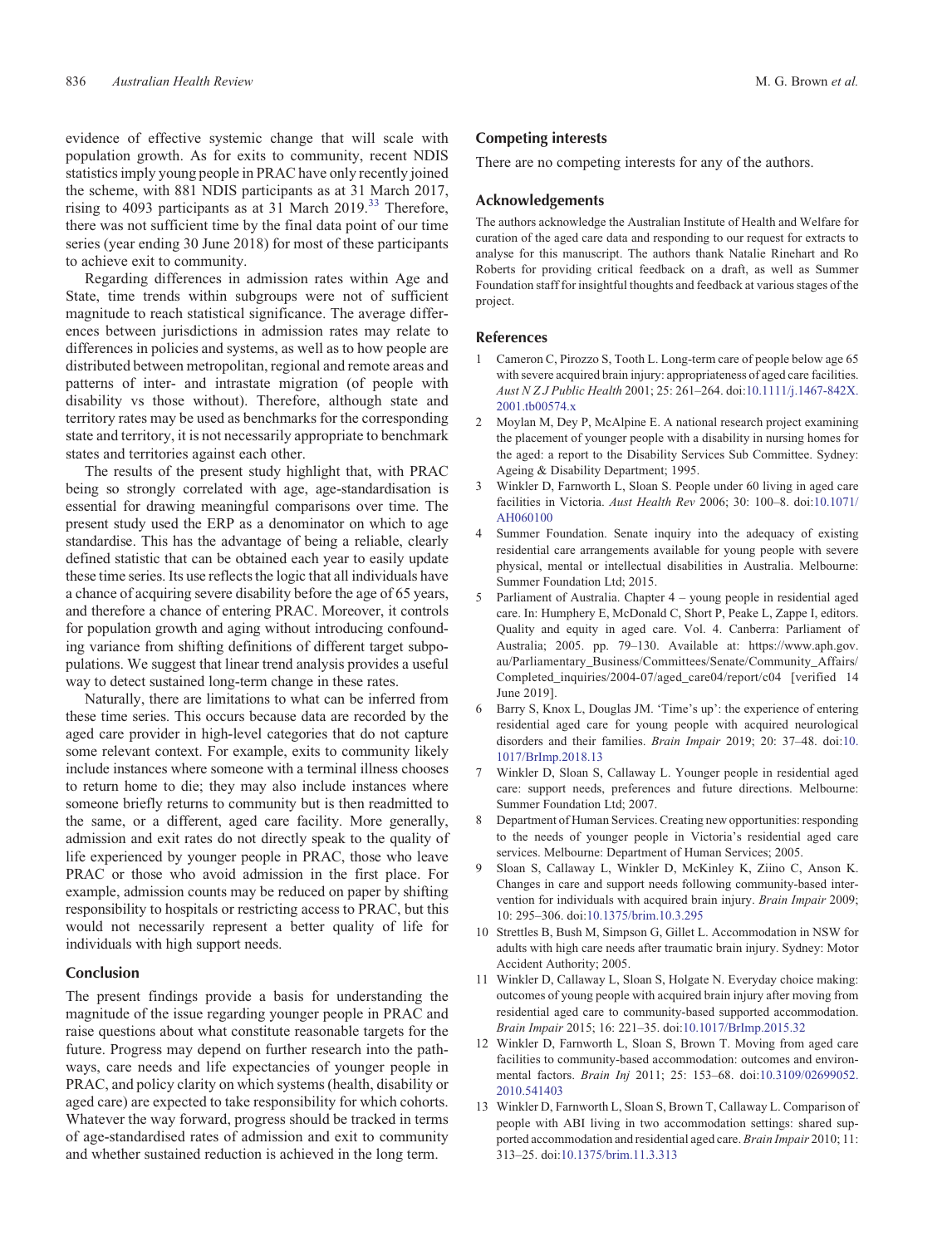evidence of effective systemic change that will scale with population growth. As for exits to community, recent NDIS statistics imply young people in PRAC have only recently joined the scheme, with 881 NDIS participants as at 31 March 2017, rising to 4093 participants as at 31 March 2019.[33] Therefore, there was not sufficient time by the final data point of our time series (year ending 30 June 2018) for most of these participants to achieve exit to community.

Regarding differences in admission rates within Age and State, time trends within subgroups were not of sufficient magnitude to reach statistical significance. The average differences between jurisdictions in admission rates may relate to differences in policies and systems, as well as to how people are distributed between metropolitan, regional and remote areas and patterns of inter- and intrastate migration (of people with disability vs those without). Therefore, although state and territory rates may be used as benchmarks for the corresponding state and territory, it is not necessarily appropriate to benchmark states and territories against each other.

The results of the present study highlight that, with PRAC being so strongly correlated with age, age-standardisation is essential for drawing meaningful comparisons over time. The present study used the ERP as a denominator on which to age standardise. This has the advantage of being a reliable, clearly defined statistic that can be obtained each year to easily update these time series. Its use reflects the logic that all individuals have a chance of acquiring severe disability before the age of 65 years, and therefore a chance of entering PRAC. Moreover, it controls for population growth and aging without introducing confounding variance from shifting definitions of different target subpopulations. We suggest that linear trend analysis provides a useful way to detect sustained long-term change in these rates.

Naturally, there are limitations to what can be inferred from these time series. This occurs because data are recorded by the aged care provider in high-level categories that do not capture some relevant context. For example, exits to community likely include instances where someone with a terminal illness chooses to return home to die; they may also include instances where someone briefly returns to community but is then readmitted to the same, or a different, aged care facility. More generally, admission and exit rates do not directly speak to the quality of life experienced by younger people in PRAC, those who leave PRAC or those who avoid admission in the first place. For example, admission counts may be reduced on paper by shifting responsibility to hospitals or restricting access to PRAC, but this would not necessarily represent a better quality of life for individuals with high support needs.

## Conclusion

The present findings provide a basis for understanding the magnitude of the issue regarding younger people in PRAC and raise questions about what constitute reasonable targets for the future. Progress may depend on further research into the pathways, care needs and life expectancies of younger people in PRAC, and policy clarity on which systems (health, disability or aged care) are expected to take responsibility for which cohorts. Whatever the way forward, progress should be tracked in terms of age-standardised rates of admission and exit to community and whether sustained reduction is achieved in the long term.

## Competing interests

There are no competing interests for any of the authors.

## Acknowledgements

The authors acknowledge the Australian Institute of Health and Welfare for curation of the aged care data and responding to our request for extracts to analyse for this manuscript. The authors thank Natalie Rinehart and Ro Roberts for providing critical feedback on a draft, as well as Summer Foundation staff for insightful thoughts and feedback at various stages of the project.

## References

1. Cameron C, Pirozzo S, Tooth L. Long-term care of people below age 65 with severe acquired brain injury: appropriateness of aged care facilities. *Aust N Z J Public Health* 2001; 25: 261–264. doi:10.1111/j.1467-842X.2001.tb00574.x
2. Moylan M, Dey P, McAlpine E. A national research project examining the placement of younger people with a disability in nursing homes for the aged: a report to the Disability Services Sub Committee. Sydney: Ageing & Disability Department; 1995.
3. Winkler D, Farnworth L, Sloan S. People under 60 living in aged care facilities in Victoria. *Aust Health Rev* 2006; 30: 100–8. doi:10.1071/AH060100
4. Summer Foundation. Senate inquiry into the adequacy of existing residential care arrangements available for young people with severe physical, mental or intellectual disabilities in Australia. Melbourne: Summer Foundation Ltd; 2015.
5. Parliament of Australia. Chapter 4 – young people in residential aged care. In: Humphery E, McDonald C, Short P, Peake L, Zappe I, editors. Quality and equity in aged care. Vol. 4. Canberra: Parliament of Australia; 2005. pp. 79–130. Available at: https://www.aph.gov.au/Parliamentary_Business/Committees/Senate/Community_Affairs/Completed_inquiries/2004-07/aged_care04/report/c04 [verified 14 June 2019].
6. Barry S, Knox L, Douglas JM. 'Time's up': the experience of entering residential aged care for young people with acquired neurological disorders and their families. *Brain Impair* 2019; 20: 37–48. doi:10.1017/BrImp.2018.13
7. Winkler D, Sloan S, Callaway L. Younger people in residential aged care: support needs, preferences and future directions. Melbourne: Summer Foundation Ltd; 2007.
8. Department of Human Services. Creating new opportunities: responding to the needs of younger people in Victoria's residential aged care services. Melbourne: Department of Human Services; 2005.
9. Sloan S, Callaway L, Winkler D, McKinley K, Ziino C, Anson K. Changes in care and support needs following community-based intervention for individuals with acquired brain injury. *Brain Impair* 2009; 10: 295–306. doi:10.1375/brim.10.3.295
10. Strettles B, Bush M, Simpson G, Gillet L. Accommodation in NSW for adults with high care needs after traumatic brain injury. Sydney: Motor Accident Authority; 2005.
11. Winkler D, Callaway L, Sloan S, Holgate N. Everyday choice making: outcomes of young people with acquired brain injury after moving from residential aged care to community-based supported accommodation. *Brain Impair* 2015; 16: 221–35. doi:10.1017/BrImp.2015.32
12. Winkler D, Farnworth L, Sloan S, Brown T. Moving from aged care facilities to community-based accommodation: outcomes and environmental factors. *Brain Inj* 2011; 25: 153–68. doi:10.3109/02699052.2010.541403
13. Winkler D, Farnworth L, Sloan S, Brown T, Callaway L. Comparison of people with ABI living in two accommodation settings: shared supported accommodation and residential aged care. *Brain Impair* 2010; 11: 313–25. doi:10.1375/brim.11.3.313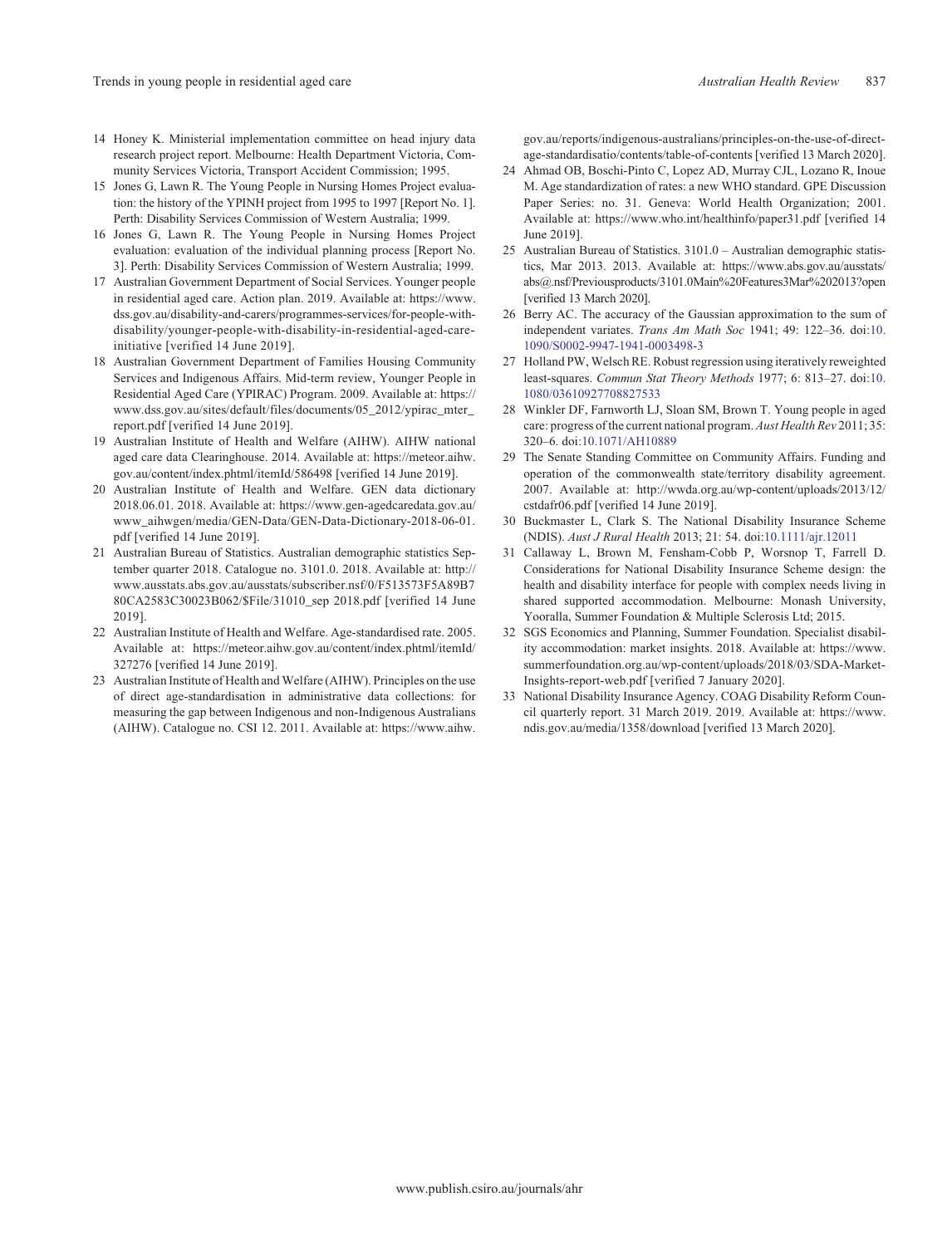14 Honey K. Ministerial implementation committee on head injury data research project report. Melbourne: Health Department Victoria, Community Services Victoria, Transport Accident Commission; 1995.

15 Jones G, Lawn R. The Young People in Nursing Homes Project evaluation: the history of the YPINH project from 1995 to 1997 [Report No. 1]. Perth: Disability Services Commission of Western Australia; 1999.

16 Jones G, Lawn R. The Young People in Nursing Homes Project evaluation: evaluation of the individual planning process [Report No. 3]. Perth: Disability Services Commission of Western Australia; 1999.

17 Australian Government Department of Social Services. Younger people in residential aged care. Action plan. 2019. Available at: https://www.dss.gov.au/disability-and-carers/programmes-services/for-people-with-disability/younger-people-with-disability-in-residential-aged-care-initiative [verified 14 June 2019].

18 Australian Government Department of Families Housing Community Services and Indigenous Affairs. Mid-term review, Younger People in Residential Aged Care (YPIRAC) Program. 2009. Available at: https://www.dss.gov.au/sites/default/files/documents/05_2012/ypirac_mter_report.pdf [verified 14 June 2019].

19 Australian Institute of Health and Welfare (AIHW). AIHW national aged care data Clearinghouse. 2014. Available at: https://meteor.aihw.gov.au/content/index.phtml/itemId/586498 [verified 14 June 2019].

20 Australian Institute of Health and Welfare. GEN data dictionary 2018.06.01. 2018. Available at: https://www.gen-agedcaredata.gov.au/www_aihwgen/media/GEN-Data/GEN-Data-Dictionary-2018-06-01.pdf [verified 14 June 2019].

21 Australian Bureau of Statistics. Australian demographic statistics September quarter 2018. Catalogue no. 3101.0. 2018. Available at: http://www.ausstats.abs.gov.au/ausstats/subscriber.nsf/0/F513573F5A89B780CA2583C30023B062/$File/31010_sep 2018.pdf [verified 14 June 2019].

22 Australian Institute of Health and Welfare. Age-standardised rate. 2005. Available at: https://meteor.aihw.gov.au/content/index.phtml/itemId/327276 [verified 14 June 2019].

23 Australian Institute of Health and Welfare (AIHW). Principles on the use of direct age-standardisation in administrative data collections: for measuring the gap between Indigenous and non-Indigenous Australians (AIHW). Catalogue no. CSI 12. 2011. Available at: https://www.aihw.gov.au/reports/indigenous-australians/principles-on-the-use-of-direct-age-standardisatio/contents/table-of-contents [verified 13 March 2020].

24 Ahmad OB, Boschi-Pinto C, Lopez AD, Murray CJL, Lozano R, Inoue M. Age standardization of rates: a new WHO standard. GPE Discussion Paper Series: no. 31. Geneva: World Health Organization; 2001. Available at: https://www.who.int/healthinfo/paper31.pdf [verified 14 June 2019].

25 Australian Bureau of Statistics. 3101.0 – Australian demographic statistics, Mar 2013. 2013. Available at: https://www.abs.gov.au/ausstats/abs@.nsf/Previousproducts/3101.0Main%20Features3Mar%202013?open [verified 13 March 2020].

26 Berry AC. The accuracy of the Gaussian approximation to the sum of independent variates. *Trans Am Math Soc* 1941; 49: 122–36. doi:10.1090/S0002-9947-1941-0003498-3

27 Holland PW, Welsch RE. Robust regression using iteratively reweighted least-squares. *Commun Stat Theory Methods* 1977; 6: 813–27. doi:10.1080/03610927708827533

28 Winkler DF, Farnworth LJ, Sloan SM, Brown T. Young people in aged care: progress of the current national program. *Aust Health Rev* 2011; 35: 320–6. doi:10.1071/AH10889

29 The Senate Standing Committee on Community Affairs. Funding and operation of the commonwealth state/territory disability agreement. 2007. Available at: http://wwda.org.au/wp-content/uploads/2013/12/cstdafr06.pdf [verified 14 June 2019].

30 Buckmaster L, Clark S. The National Disability Insurance Scheme (NDIS). *Aust J Rural Health* 2013; 21: 54. doi:10.1111/ajr.12011

31 Callaway L, Brown M, Fensham-Cobb P, Worsnop T, Farrell D. Considerations for National Disability Insurance Scheme design: the health and disability interface for people with complex needs living in shared supported accommodation. Melbourne: Monash University, Yooralla, Summer Foundation & Multiple Sclerosis Ltd; 2015.

32 SGS Economics and Planning, Summer Foundation. Specialist disability accommodation: market insights. 2018. Available at: https://www.summerfoundation.org.au/wp-content/uploads/2018/03/SDA-Market-Insights-report-web.pdf [verified 7 January 2020].

33 National Disability Insurance Agency. COAG Disability Reform Council quarterly report. 31 March 2019. 2019. Available at: https://www.ndis.gov.au/media/1358/download [verified 13 March 2020].